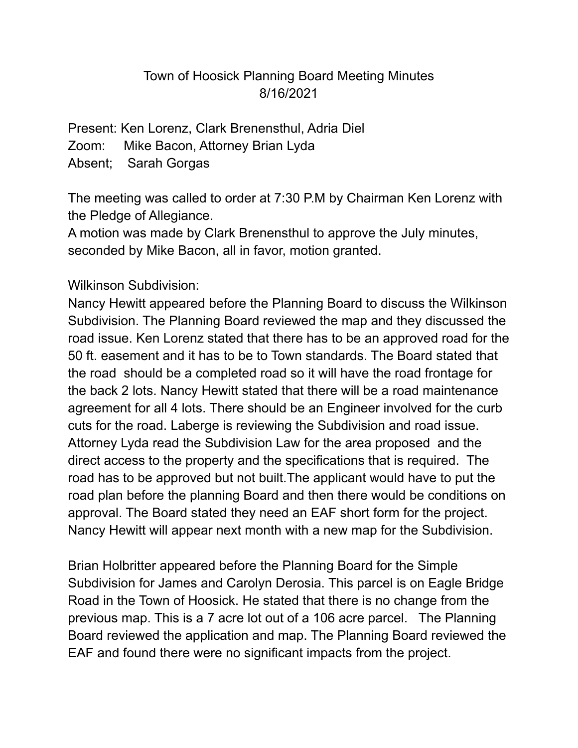Town of Hoosick Planning Board Meeting Minutes
8/16/2021

Present: Ken Lorenz, Clark Brenensthul, Adria Diel
Zoom: Mike Bacon, Attorney Brian Lyda
Absent; Sarah Gorgas

The meeting was called to order at 7:30 P.M by Chairman Ken Lorenz with the Pledge of Allegiance.
A motion was made by Clark Brenensthul to approve the July minutes, seconded by Mike Bacon, all in favor, motion granted.

Wilkinson Subdivision:
Nancy Hewitt appeared before the Planning Board to discuss the Wilkinson Subdivision. The Planning Board reviewed the map and they discussed the road issue. Ken Lorenz stated that there has to be an approved road for the 50 ft. easement and it has to be to Town standards. The Board stated that the road should be a completed road so it will have the road frontage for the back 2 lots. Nancy Hewitt stated that there will be a road maintenance agreement for all 4 lots. There should be an Engineer involved for the curb cuts for the road. Laberge is reviewing the Subdivision and road issue. Attorney Lyda read the Subdivision Law for the area proposed and the direct access to the property and the specifications that is required. The road has to be approved but not built.The applicant would have to put the road plan before the planning Board and then there would be conditions on approval. The Board stated they need an EAF short form for the project. Nancy Hewitt will appear next month with a new map for the Subdivision.

Brian Holbritter appeared before the Planning Board for the Simple Subdivision for James and Carolyn Derosia. This parcel is on Eagle Bridge Road in the Town of Hoosick. He stated that there is no change from the previous map. This is a 7 acre lot out of a 106 acre parcel. The Planning Board reviewed the application and map. The Planning Board reviewed the EAF and found there were no significant impacts from the project.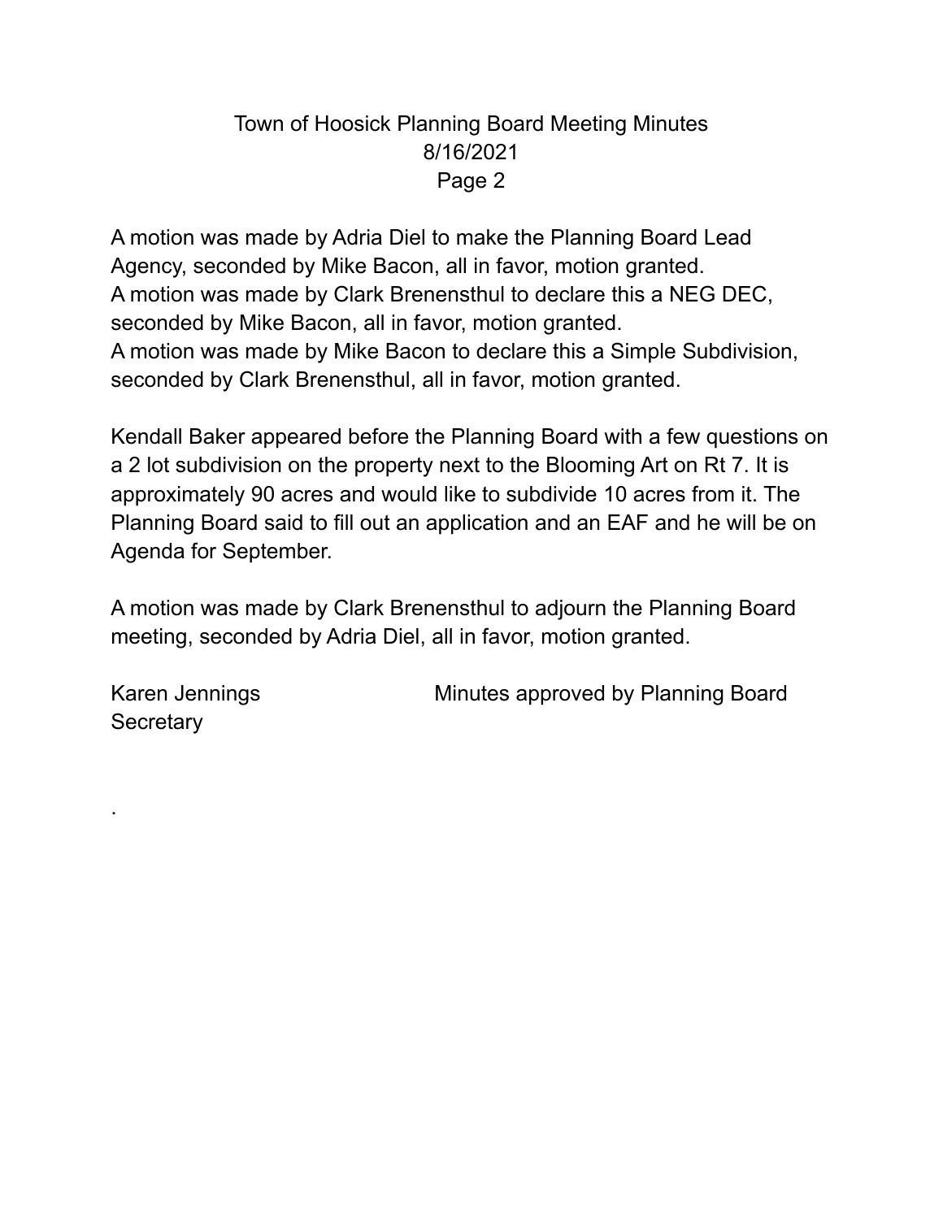A motion was made by Adria Diel to make the Planning Board Lead Agency, seconded by Mike Bacon, all in favor, motion granted.
A motion was made by Clark Brenensthul to declare this a NEG DEC, seconded by Mike Bacon, all in favor, motion granted.
A motion was made by Mike Bacon to declare this a Simple Subdivision, seconded by Clark Brenensthul, all in favor, motion granted.

Kendall Baker appeared before the Planning Board with a few questions on a 2 lot subdivision on the property next to the Blooming Art on Rt 7. It is approximately 90 acres and would like to subdivide 10 acres from it. The Planning Board said to fill out an application and an EAF and he will be on Agenda for September.

A motion was made by Clark Brenensthul to adjourn the Planning Board meeting, seconded by Adria Diel, all in favor, motion granted.

Karen Jennings
Secretary

Minutes approved by Planning Board

.